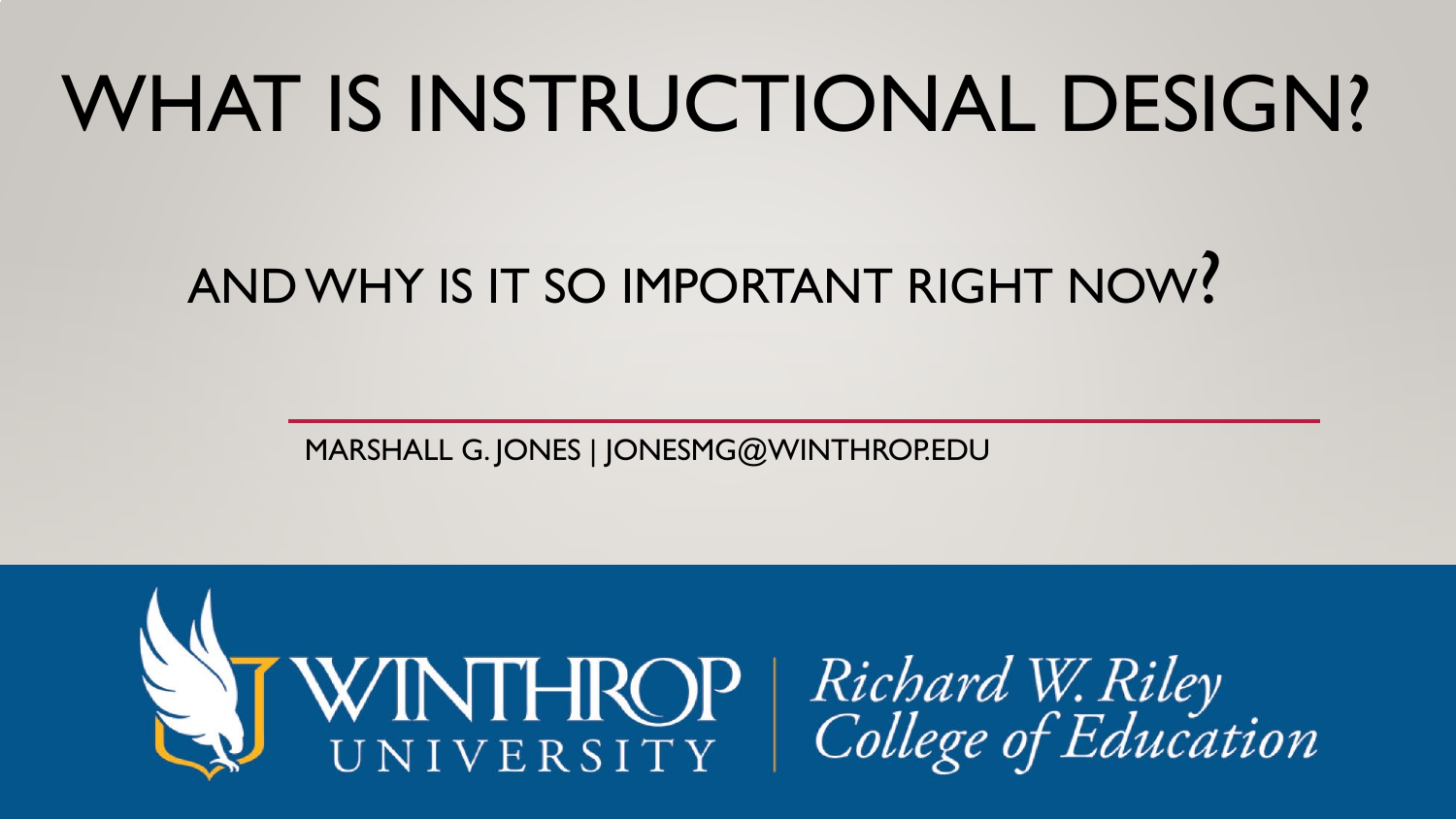# WHAT IS INSTRUCTIONAL DESIGN?

## AND WHY IS IT SO IMPORTANT RIGHT NOW?

MARSHALL G. JONES | JONESMG@WINTHROP.EDU

WINTHROP UNIVERSITY | *Richard W. Riley College of Education*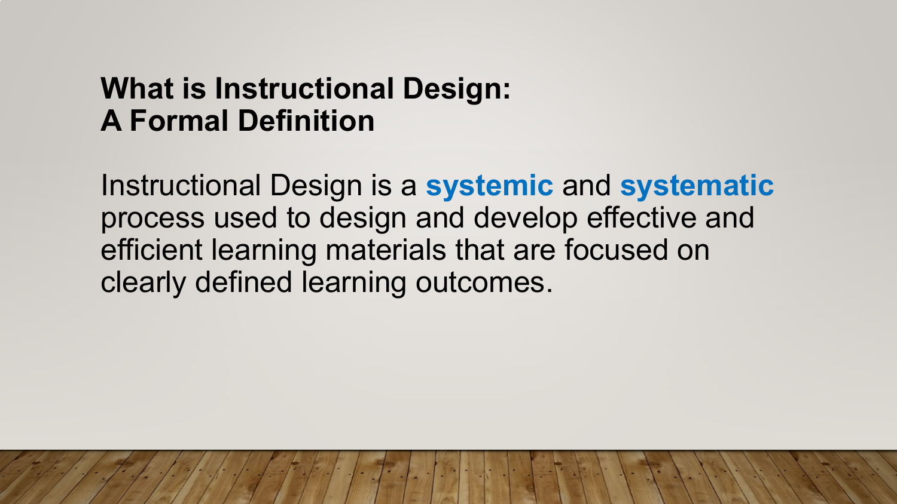## What is Instructional Design: A Formal Definition

Instructional Design is a **systemic** and **systematic** process used to design and develop effective and efficient learning materials that are focused on clearly defined learning outcomes.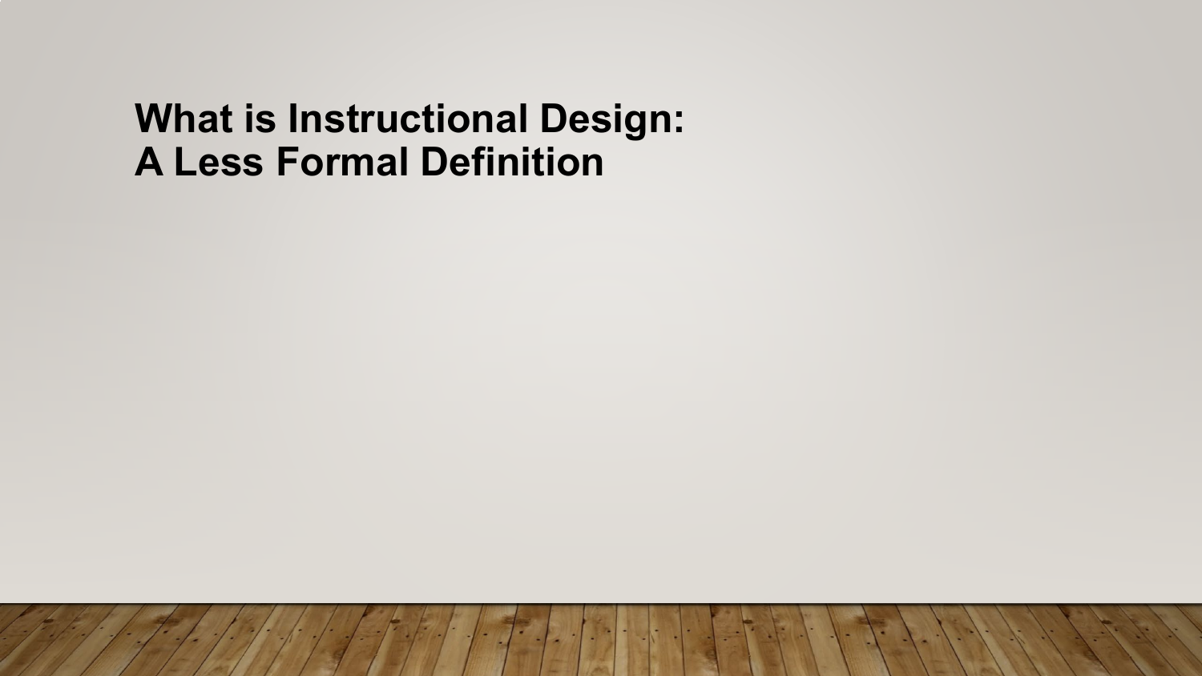# What is Instructional Design: A Less Formal Definition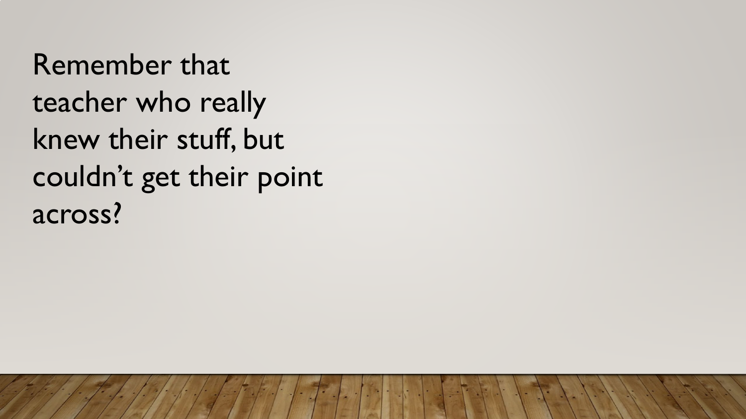Remember that teacher who really knew their stuff, but couldn’t get their point across?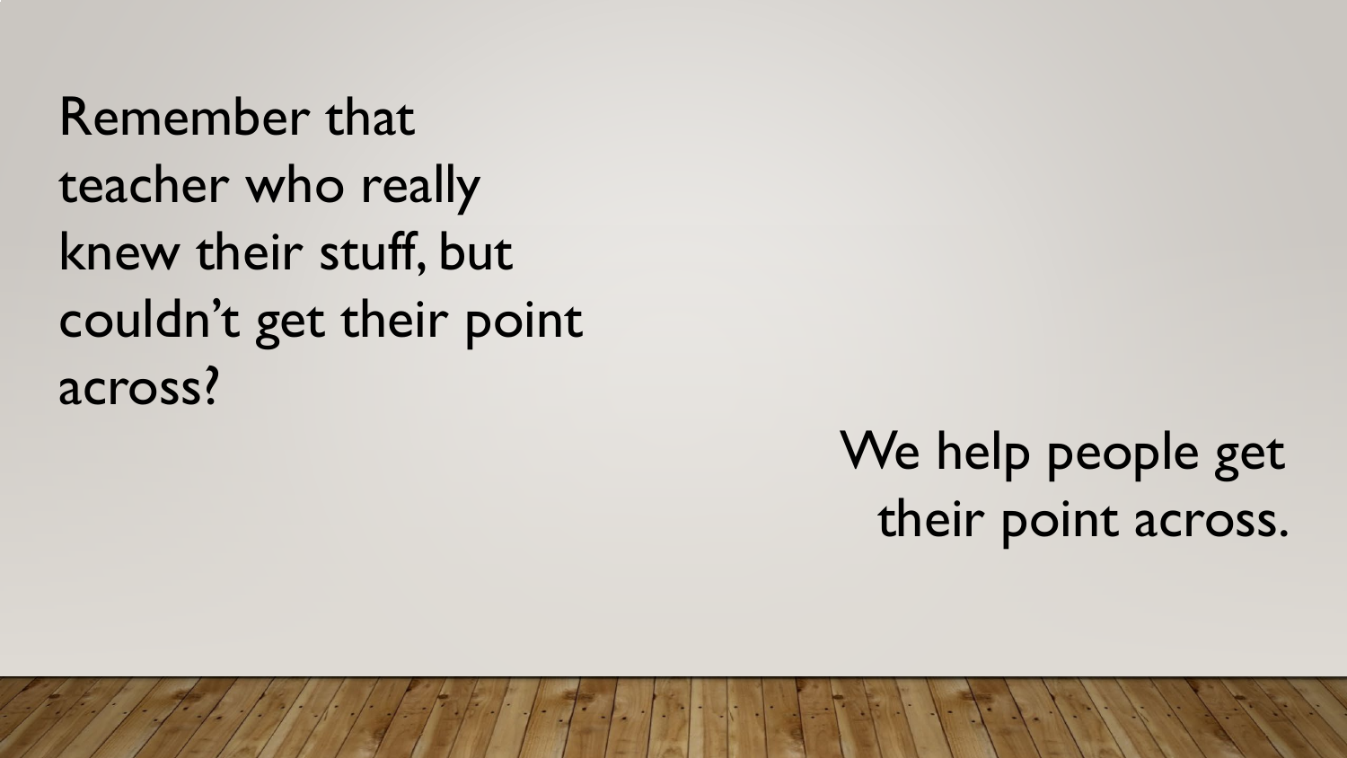Remember that teacher who really knew their stuff, but couldn't get their point across?

We help people get their point across.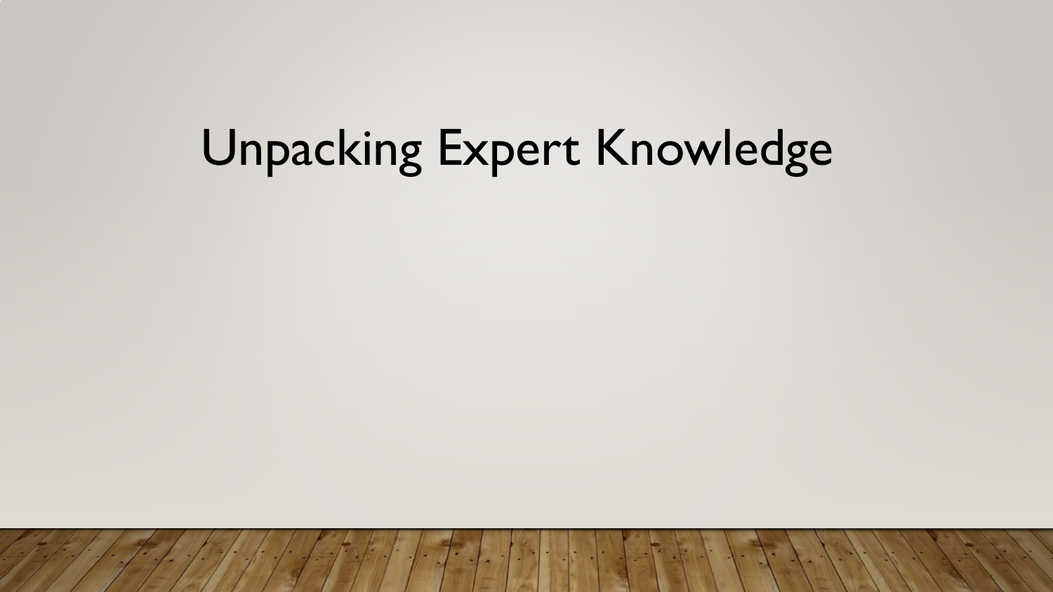# Unpacking Expert Knowledge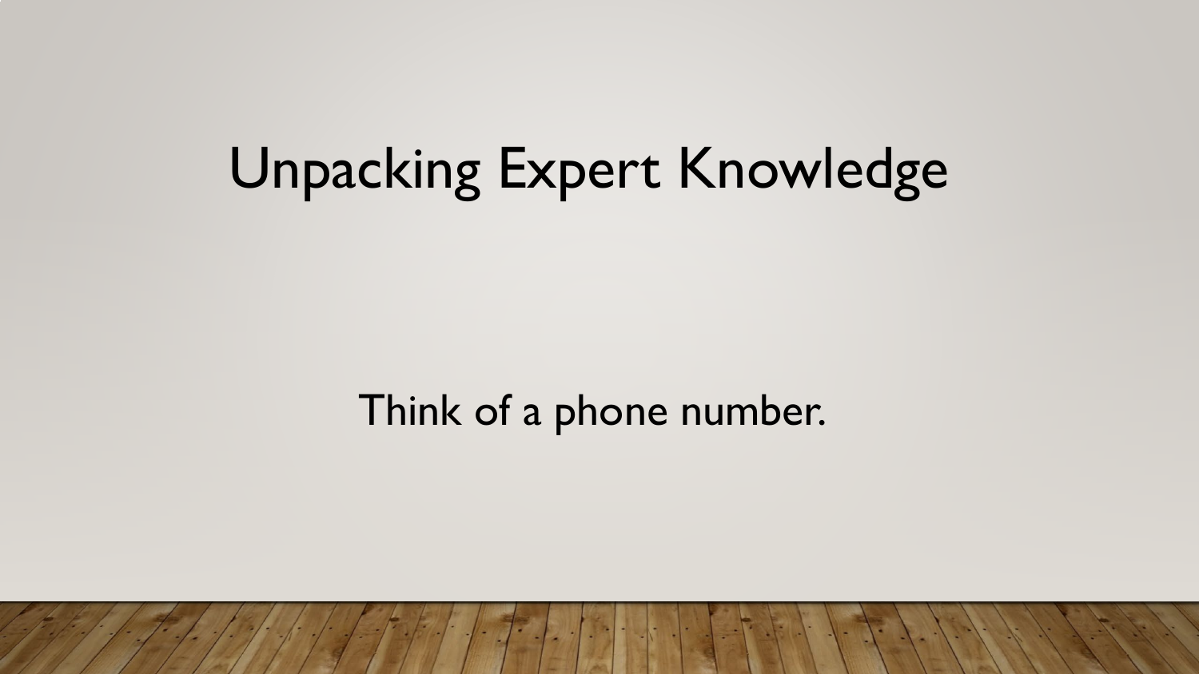# Unpacking Expert Knowledge

Think of a phone number.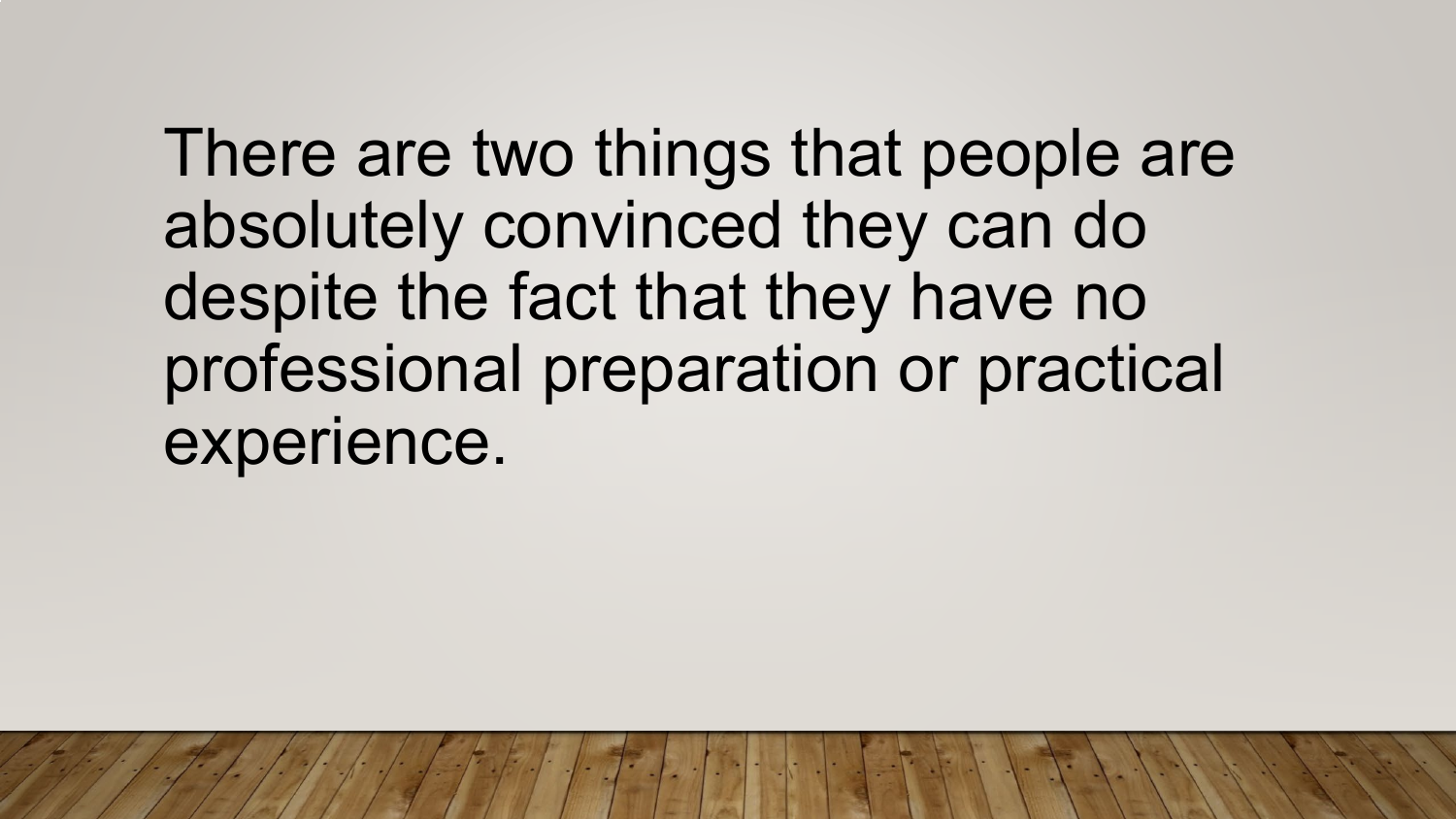There are two things that people are absolutely convinced they can do despite the fact that they have no professional preparation or practical experience.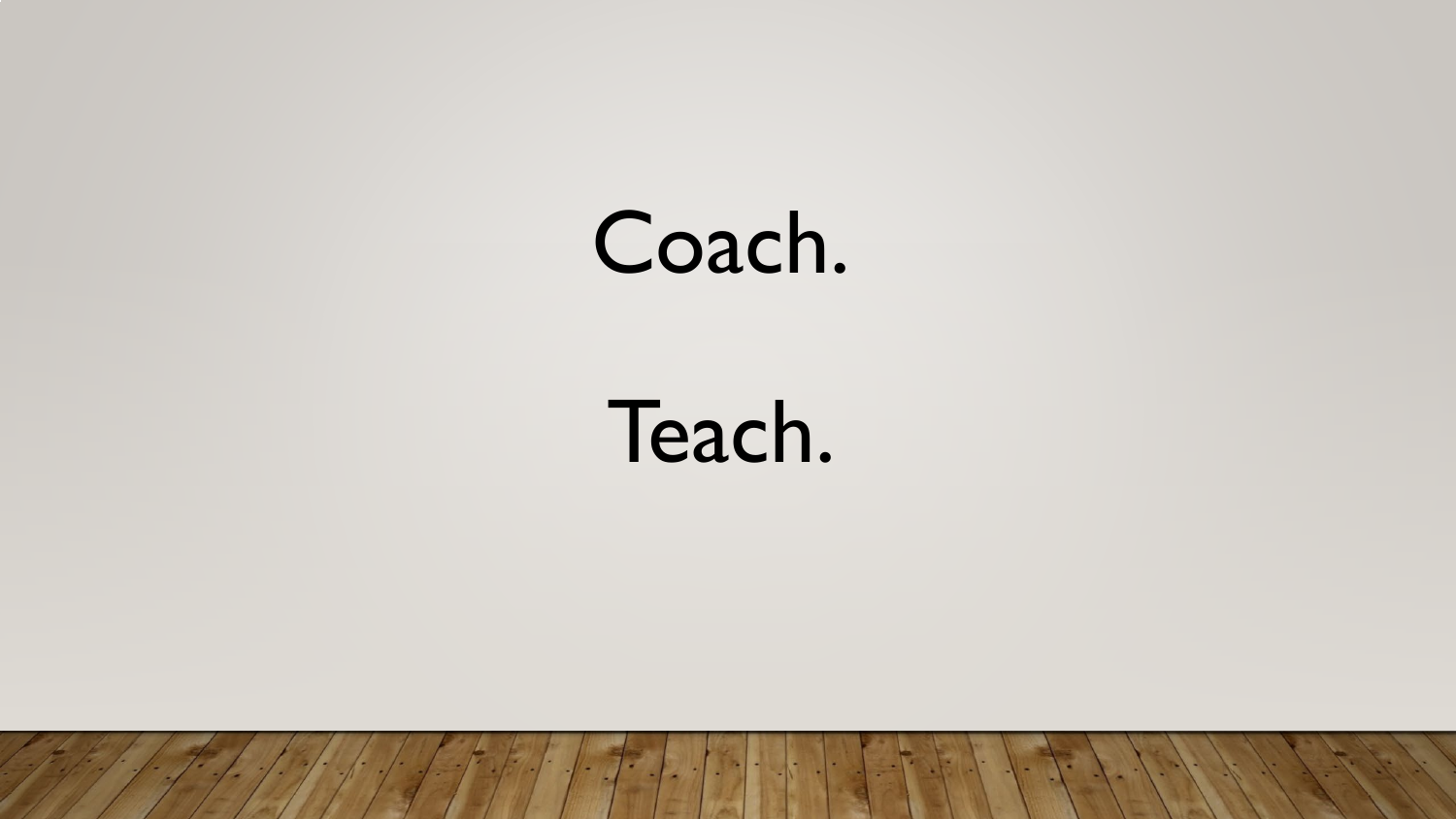Coach.

Teach.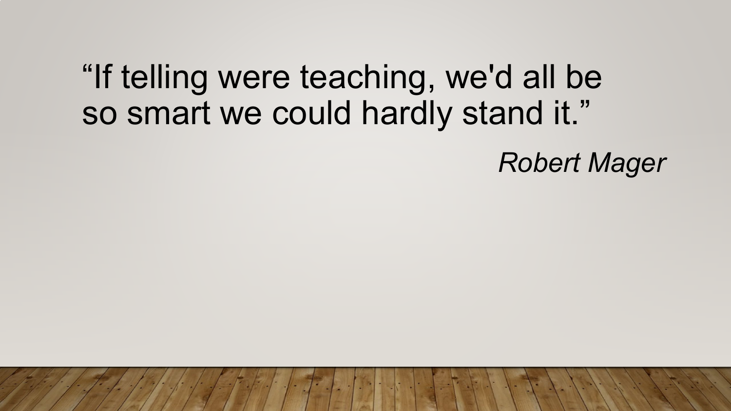"If telling were teaching, we'd all be so smart we could hardly stand it."

*Robert Mager*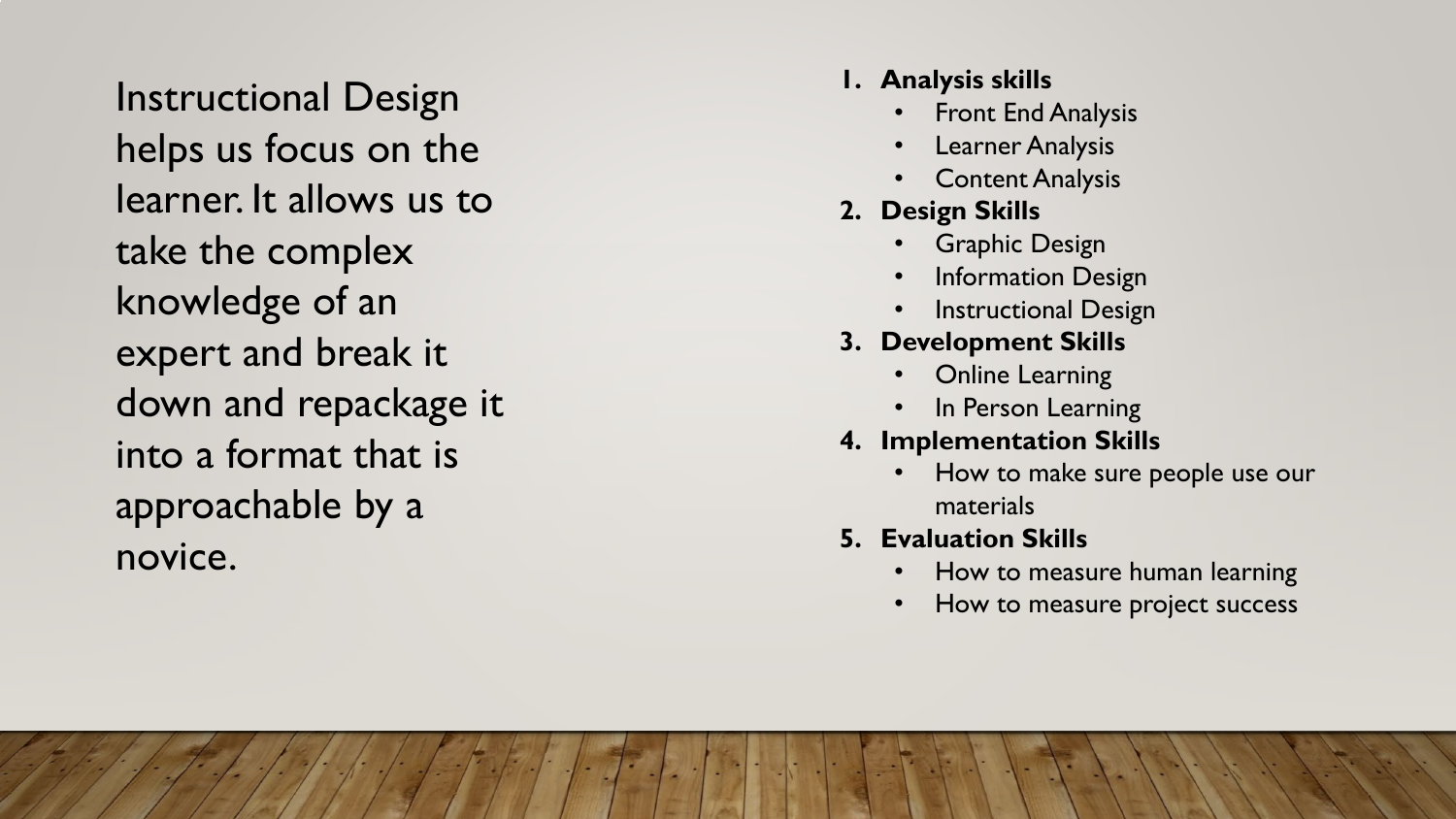Instructional Design helps us focus on the learner. It allows us to take the complex knowledge of an expert and break it down and repackage it into a format that is approachable by a novice.

1. **Analysis skills**
   - Front End Analysis
   - Learner Analysis
   - Content Analysis
2. **Design Skills**
   - Graphic Design
   - Information Design
   - Instructional Design
3. **Development Skills**
   - Online Learning
   - In Person Learning
4. **Implementation Skills**
   - How to make sure people use our materials
5. **Evaluation Skills**
   - How to measure human learning
   - How to measure project success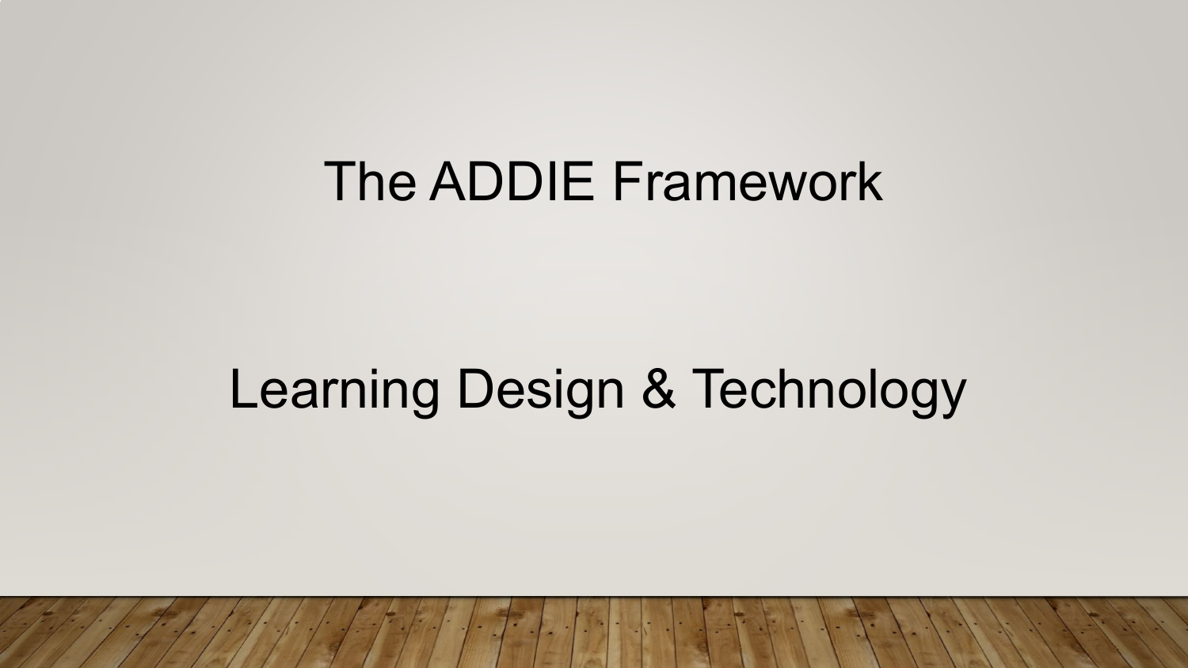# The ADDIE Framework

## Learning Design & Technology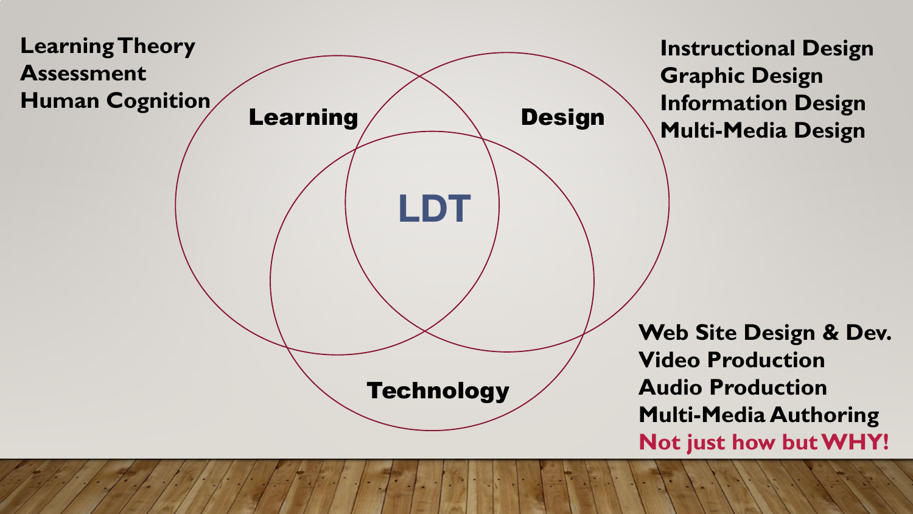**Learning Theory**
**Assessment**
**Human Cognition**

**Instructional Design**
**Graphic Design**
**Information Design**
**Multi-Media Design**

**Learning**

**Design**

**LDT**

**Technology**

**Web Site Design & Dev.**
**Video Production**
**Audio Production**
**Multi-Media Authoring**
**Not just how but WHY!**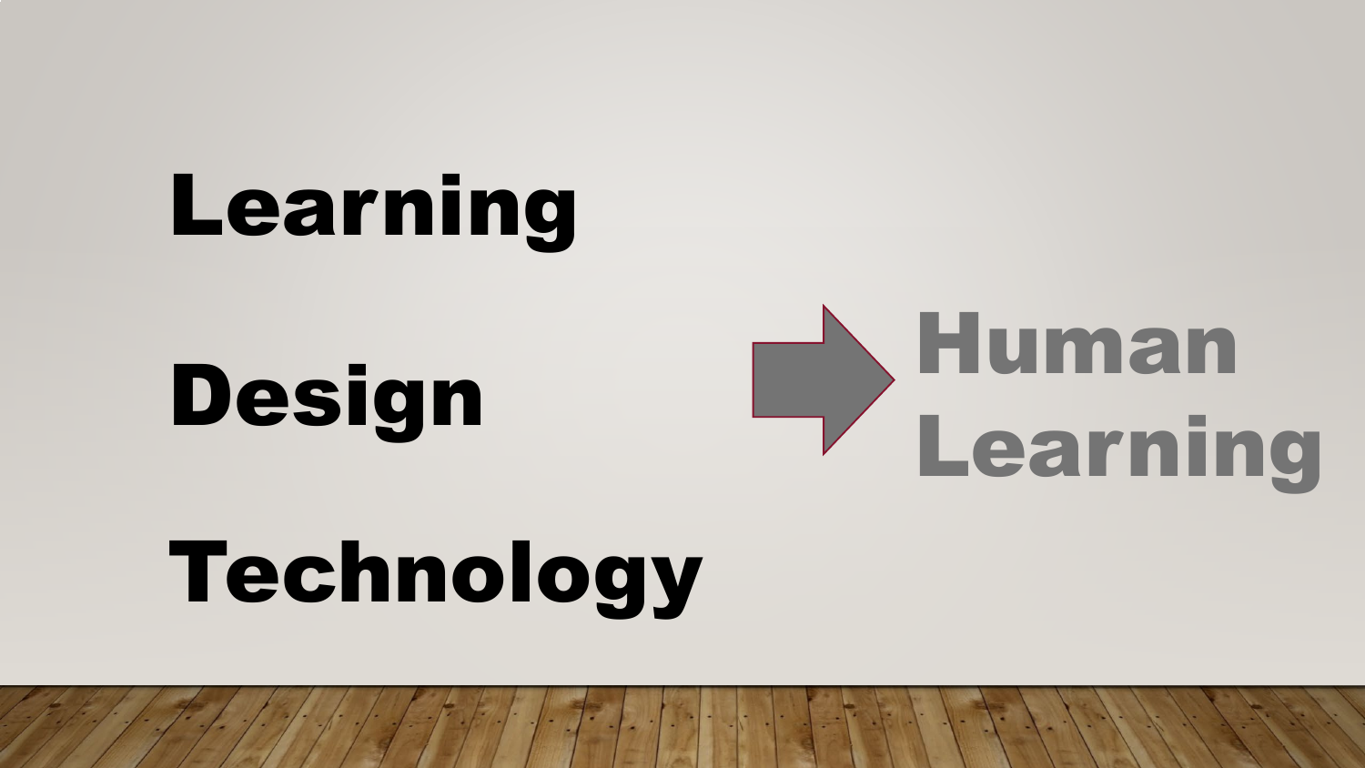**Learning**

**Design**

**Technology**

→ **Human Learning**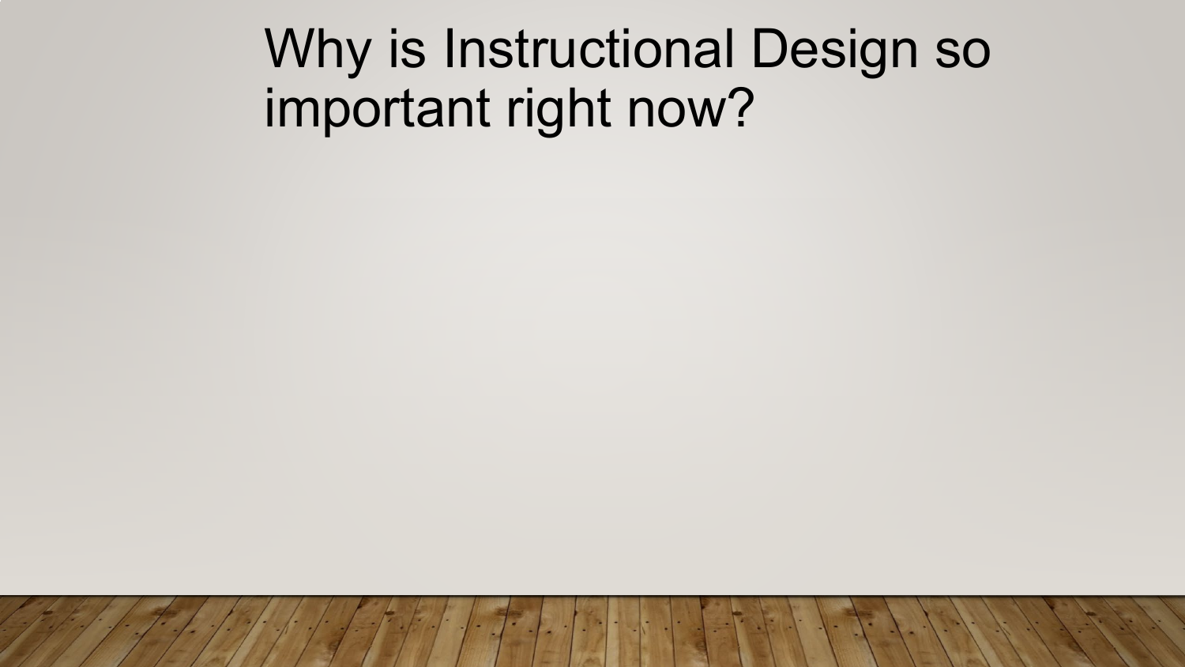# Why is Instructional Design so important right now?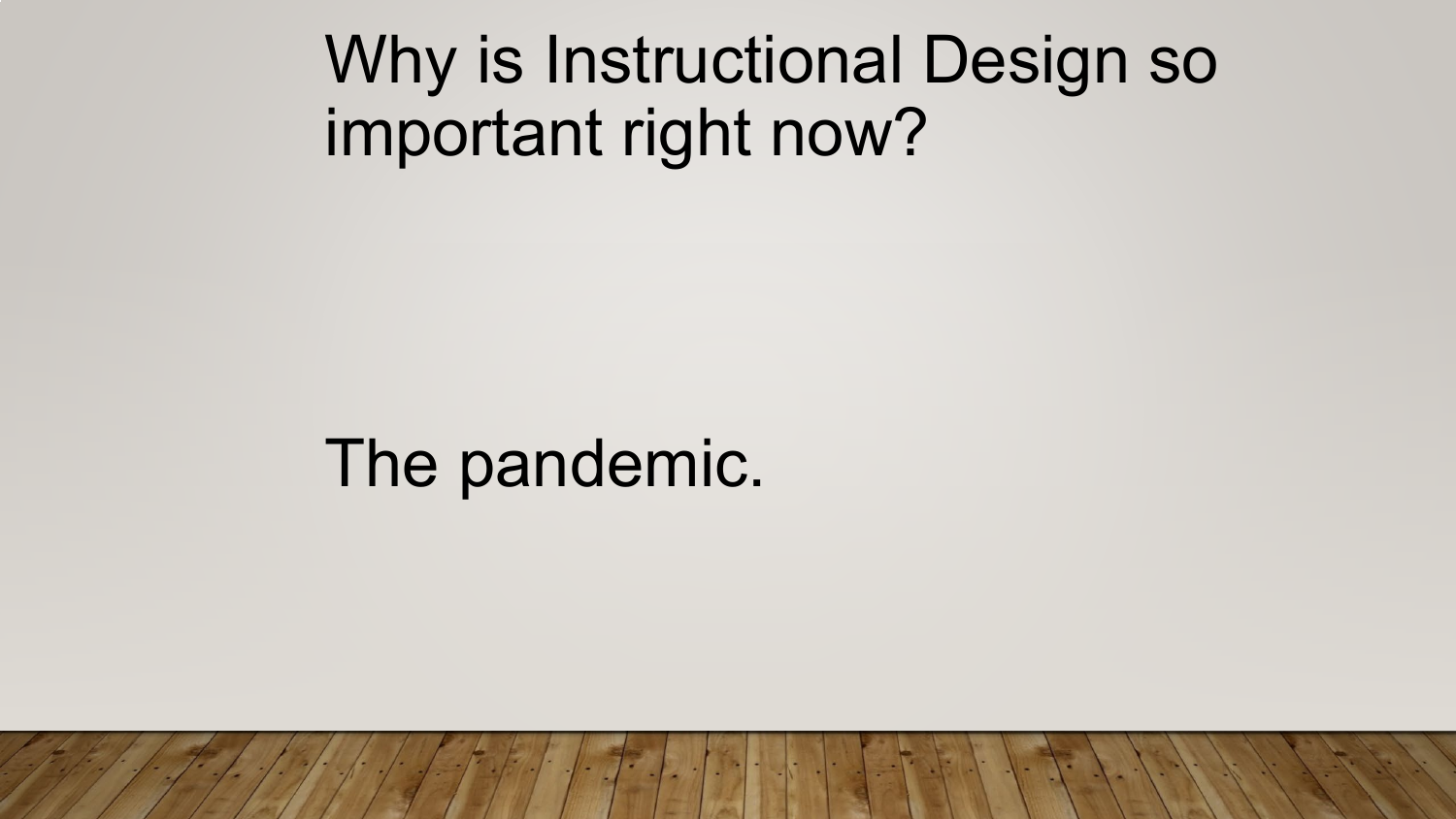# Why is Instructional Design so important right now?

The pandemic.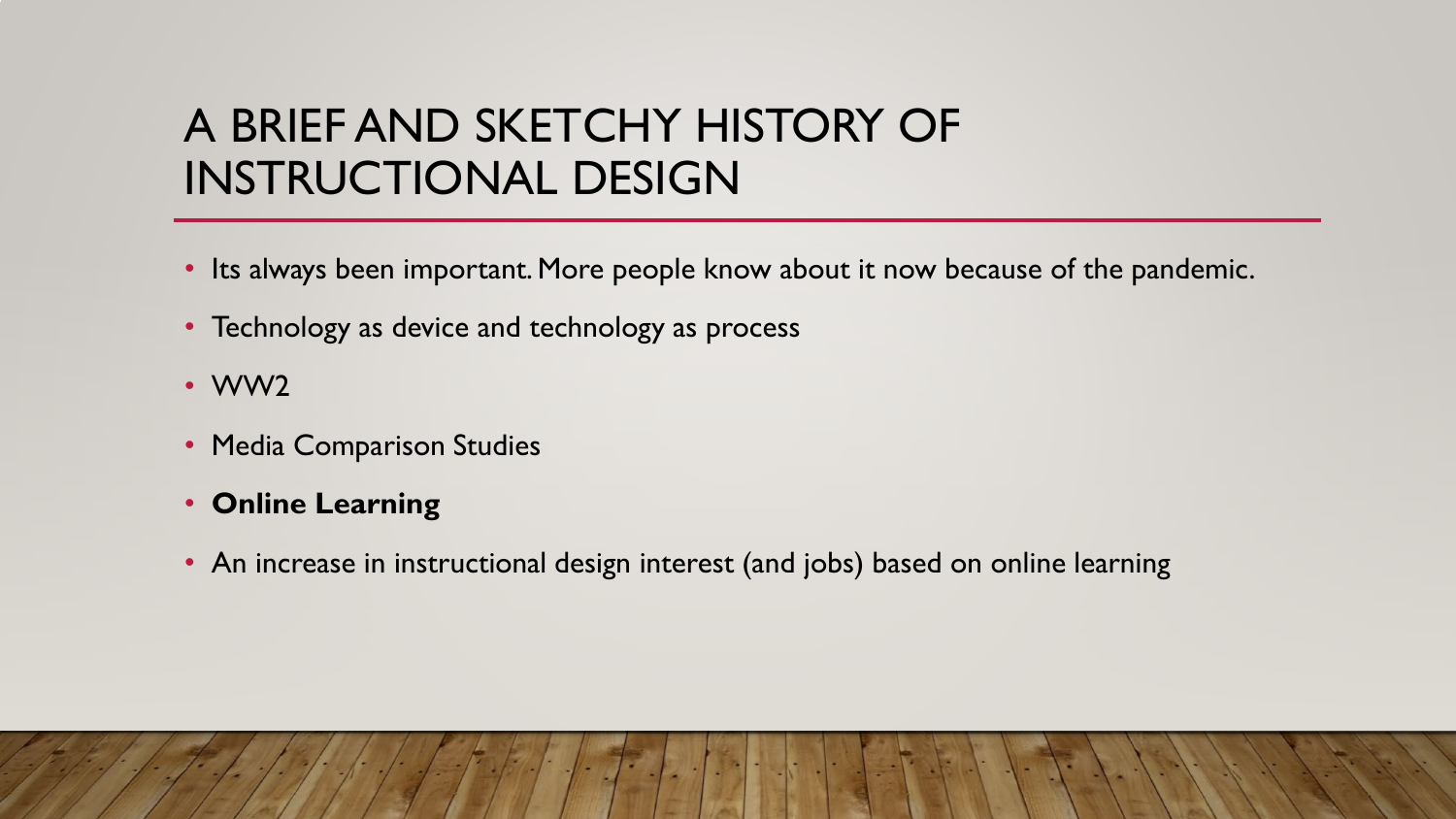# A BRIEF AND SKETCHY HISTORY OF INSTRUCTIONAL DESIGN

- Its always been important. More people know about it now because of the pandemic.
- Technology as device and technology as process
- WW2
- Media Comparison Studies
- **Online Learning**
- An increase in instructional design interest (and jobs) based on online learning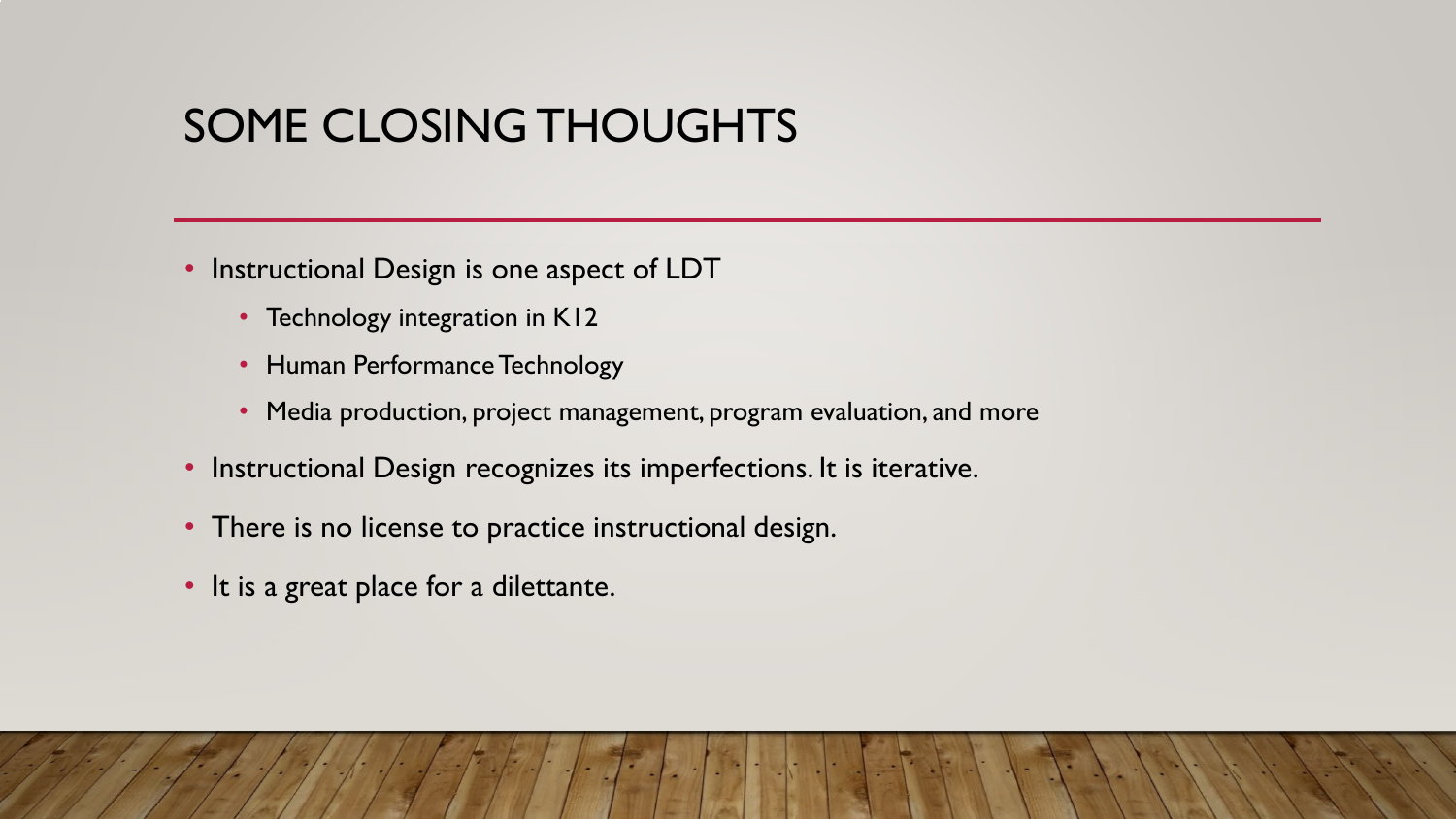# SOME CLOSING THOUGHTS

- Instructional Design is one aspect of LDT
  - Technology integration in K12
  - Human Performance Technology
  - Media production, project management, program evaluation, and more
- Instructional Design recognizes its imperfections. It is iterative.
- There is no license to practice instructional design.
- It is a great place for a dilettante.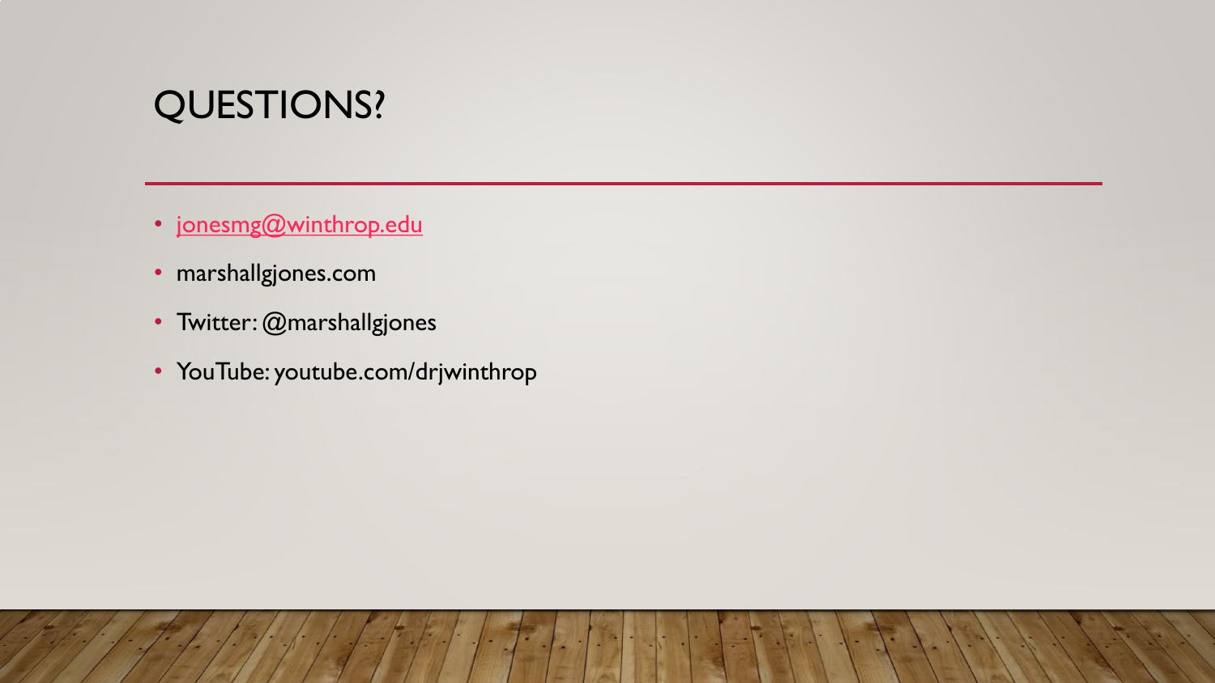# QUESTIONS?

- jonesmg@winthrop.edu
- marshallgjones.com
- Twitter: @marshallgjones
- YouTube: youtube.com/drjwinthrop